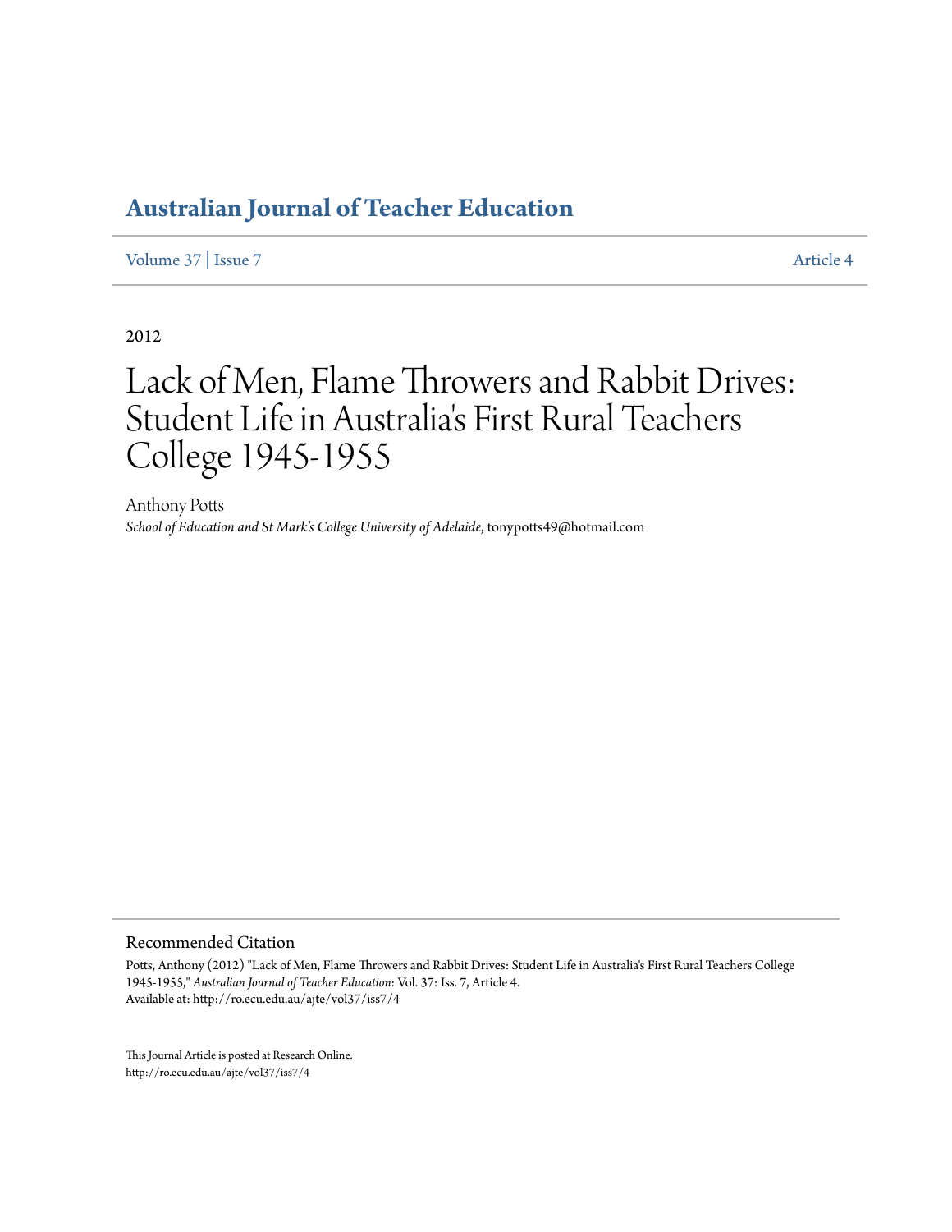# Australian Journal of Teacher Education

Volume 37 | Issue 7 Article 4

2012

# Lack of Men, Flame Throwers and Rabbit Drives: Student Life in Australia's First Rural Teachers College 1945-1955

Anthony Potts
*School of Education and St Mark's College University of Adelaide*, tonypotts49@hotmail.com

## Recommended Citation

Potts, Anthony (2012) "Lack of Men, Flame Throwers and Rabbit Drives: Student Life in Australia's First Rural Teachers College 1945-1955," *Australian Journal of Teacher Education*: Vol. 37: Iss. 7, Article 4.
Available at: http://ro.ecu.edu.au/ajte/vol37/iss7/4

This Journal Article is posted at Research Online.
http://ro.ecu.edu.au/ajte/vol37/iss7/4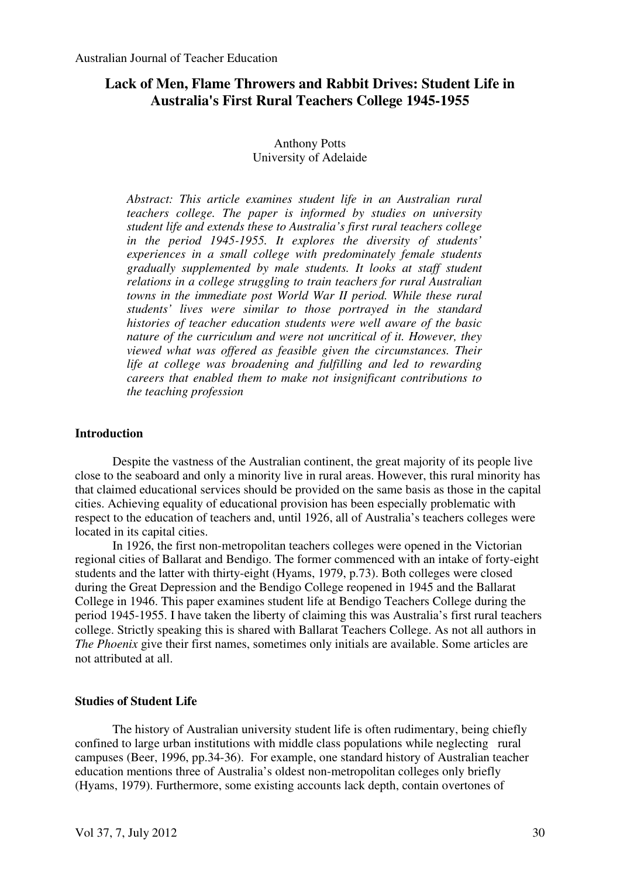# Lack of Men, Flame Throwers and Rabbit Drives: Student Life in Australia's First Rural Teachers College 1945-1955

Anthony Potts
University of Adelaide

*Abstract: This article examines student life in an Australian rural teachers college. The paper is informed by studies on university student life and extends these to Australia's first rural teachers college in the period 1945-1955. It explores the diversity of students' experiences in a small college with predominately female students gradually supplemented by male students. It looks at staff student relations in a college struggling to train teachers for rural Australian towns in the immediate post World War II period. While these rural students' lives were similar to those portrayed in the standard histories of teacher education students were well aware of the basic nature of the curriculum and were not uncritical of it. However, they viewed what was offered as feasible given the circumstances. Their life at college was broadening and fulfilling and led to rewarding careers that enabled them to make not insignificant contributions to the teaching profession*

## Introduction

Despite the vastness of the Australian continent, the great majority of its people live close to the seaboard and only a minority live in rural areas. However, this rural minority has that claimed educational services should be provided on the same basis as those in the capital cities. Achieving equality of educational provision has been especially problematic with respect to the education of teachers and, until 1926, all of Australia's teachers colleges were located in its capital cities.

In 1926, the first non-metropolitan teachers colleges were opened in the Victorian regional cities of Ballarat and Bendigo. The former commenced with an intake of forty-eight students and the latter with thirty-eight (Hyams, 1979, p.73). Both colleges were closed during the Great Depression and the Bendigo College reopened in 1945 and the Ballarat College in 1946. This paper examines student life at Bendigo Teachers College during the period 1945-1955. I have taken the liberty of claiming this was Australia's first rural teachers college. Strictly speaking this is shared with Ballarat Teachers College. As not all authors in *The Phoenix* give their first names, sometimes only initials are available. Some articles are not attributed at all.

## Studies of Student Life

The history of Australian university student life is often rudimentary, being chiefly confined to large urban institutions with middle class populations while neglecting rural campuses (Beer, 1996, pp.34-36). For example, one standard history of Australian teacher education mentions three of Australia's oldest non-metropolitan colleges only briefly (Hyams, 1979). Furthermore, some existing accounts lack depth, contain overtones of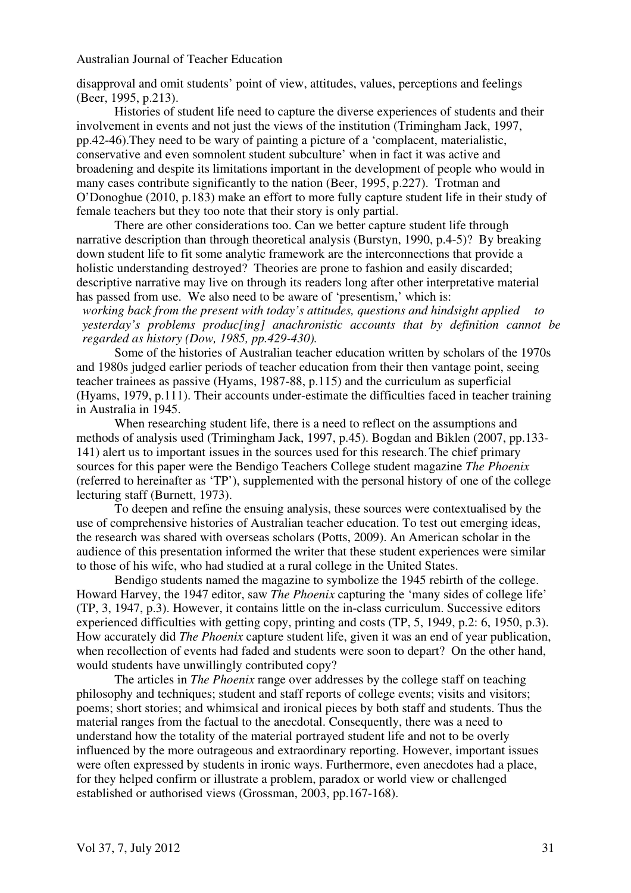disapproval and omit students' point of view, attitudes, values, perceptions and feelings (Beer, 1995, p.213).

Histories of student life need to capture the diverse experiences of students and their involvement in events and not just the views of the institution (Trimingham Jack, 1997, pp.42-46).They need to be wary of painting a picture of a 'complacent, materialistic, conservative and even somnolent student subculture' when in fact it was active and broadening and despite its limitations important in the development of people who would in many cases contribute significantly to the nation (Beer, 1995, p.227). Trotman and O'Donoghue (2010, p.183) make an effort to more fully capture student life in their study of female teachers but they too note that their story is only partial.

There are other considerations too. Can we better capture student life through narrative description than through theoretical analysis (Burstyn, 1990, p.4-5)? By breaking down student life to fit some analytic framework are the interconnections that provide a holistic understanding destroyed? Theories are prone to fashion and easily discarded; descriptive narrative may live on through its readers long after other interpretative material has passed from use. We also need to be aware of 'presentism,' which is:

*working back from the present with today's attitudes, questions and hindsight applied to yesterday's problems produc[ing] anachronistic accounts that by definition cannot be regarded as history (Dow, 1985, pp.429-430).*

Some of the histories of Australian teacher education written by scholars of the 1970s and 1980s judged earlier periods of teacher education from their then vantage point, seeing teacher trainees as passive (Hyams, 1987-88, p.115) and the curriculum as superficial (Hyams, 1979, p.111). Their accounts under-estimate the difficulties faced in teacher training in Australia in 1945.

When researching student life, there is a need to reflect on the assumptions and methods of analysis used (Trimingham Jack, 1997, p.45). Bogdan and Biklen (2007, pp.133-141) alert us to important issues in the sources used for this research. The chief primary sources for this paper were the Bendigo Teachers College student magazine *The Phoenix* (referred to hereinafter as 'TP'), supplemented with the personal history of one of the college lecturing staff (Burnett, 1973).

To deepen and refine the ensuing analysis, these sources were contextualised by the use of comprehensive histories of Australian teacher education. To test out emerging ideas, the research was shared with overseas scholars (Potts, 2009). An American scholar in the audience of this presentation informed the writer that these student experiences were similar to those of his wife, who had studied at a rural college in the United States.

Bendigo students named the magazine to symbolize the 1945 rebirth of the college. Howard Harvey, the 1947 editor, saw *The Phoenix* capturing the 'many sides of college life' (TP, 3, 1947, p.3). However, it contains little on the in-class curriculum. Successive editors experienced difficulties with getting copy, printing and costs (TP, 5, 1949, p.2: 6, 1950, p.3). How accurately did *The Phoenix* capture student life, given it was an end of year publication, when recollection of events had faded and students were soon to depart? On the other hand, would students have unwillingly contributed copy?

The articles in *The Phoenix* range over addresses by the college staff on teaching philosophy and techniques; student and staff reports of college events; visits and visitors; poems; short stories; and whimsical and ironical pieces by both staff and students. Thus the material ranges from the factual to the anecdotal. Consequently, there was a need to understand how the totality of the material portrayed student life and not to be overly influenced by the more outrageous and extraordinary reporting. However, important issues were often expressed by students in ironic ways. Furthermore, even anecdotes had a place, for they helped confirm or illustrate a problem, paradox or world view or challenged established or authorised views (Grossman, 2003, pp.167-168).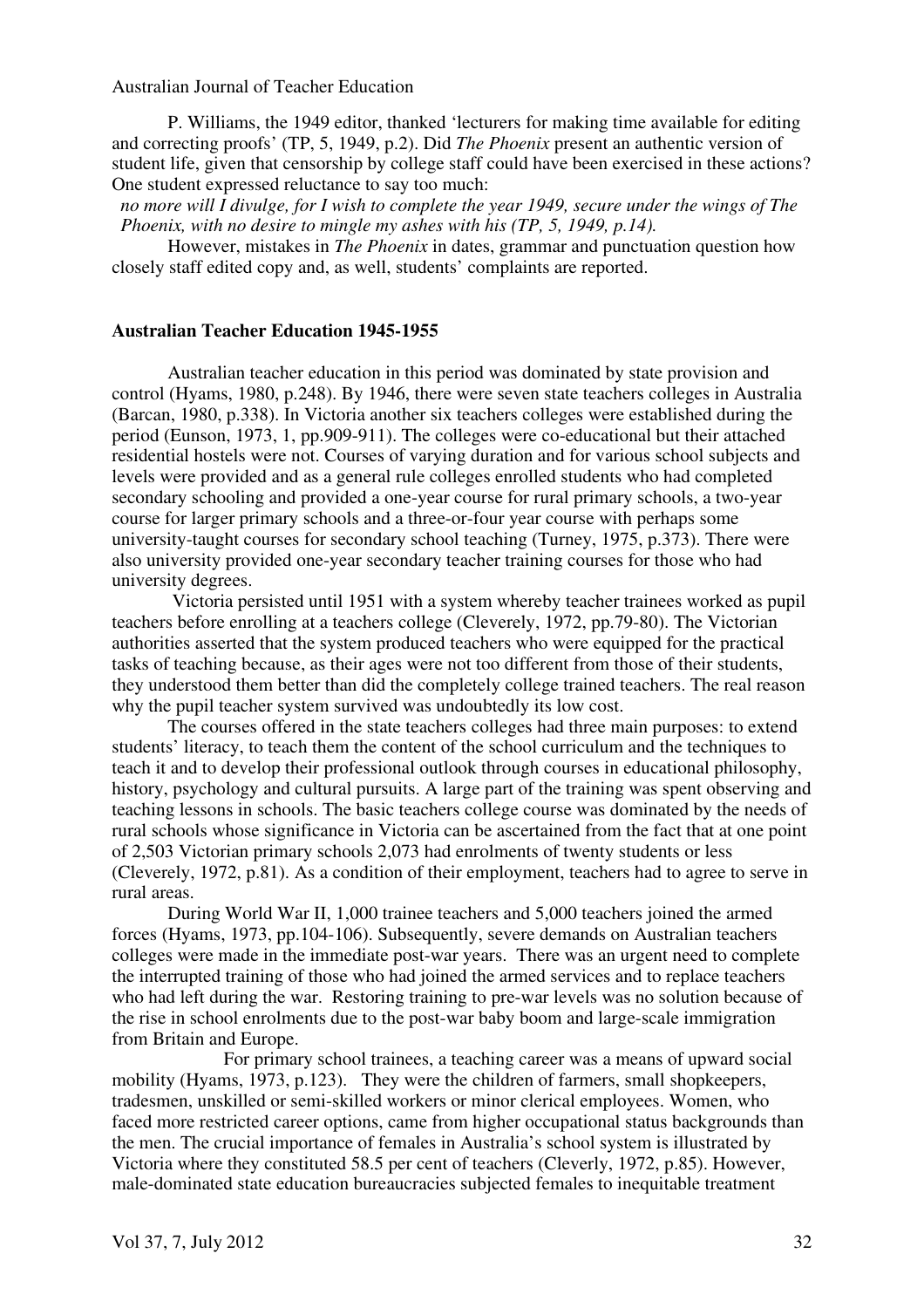P. Williams, the 1949 editor, thanked 'lecturers for making time available for editing and correcting proofs' (TP, 5, 1949, p.2). Did *The Phoenix* present an authentic version of student life, given that censorship by college staff could have been exercised in these actions? One student expressed reluctance to say too much:

*no more will I divulge, for I wish to complete the year 1949, secure under the wings of The Phoenix, with no desire to mingle my ashes with his (TP, 5, 1949, p.14).*

However, mistakes in *The Phoenix* in dates, grammar and punctuation question how closely staff edited copy and, as well, students' complaints are reported.

## Australian Teacher Education 1945-1955

Australian teacher education in this period was dominated by state provision and control (Hyams, 1980, p.248). By 1946, there were seven state teachers colleges in Australia (Barcan, 1980, p.338). In Victoria another six teachers colleges were established during the period (Eunson, 1973, 1, pp.909-911). The colleges were co-educational but their attached residential hostels were not. Courses of varying duration and for various school subjects and levels were provided and as a general rule colleges enrolled students who had completed secondary schooling and provided a one-year course for rural primary schools, a two-year course for larger primary schools and a three-or-four year course with perhaps some university-taught courses for secondary school teaching (Turney, 1975, p.373). There were also university provided one-year secondary teacher training courses for those who had university degrees.

Victoria persisted until 1951 with a system whereby teacher trainees worked as pupil teachers before enrolling at a teachers college (Cleverely, 1972, pp.79-80). The Victorian authorities asserted that the system produced teachers who were equipped for the practical tasks of teaching because, as their ages were not too different from those of their students, they understood them better than did the completely college trained teachers. The real reason why the pupil teacher system survived was undoubtedly its low cost.

The courses offered in the state teachers colleges had three main purposes: to extend students' literacy, to teach them the content of the school curriculum and the techniques to teach it and to develop their professional outlook through courses in educational philosophy, history, psychology and cultural pursuits. A large part of the training was spent observing and teaching lessons in schools. The basic teachers college course was dominated by the needs of rural schools whose significance in Victoria can be ascertained from the fact that at one point of 2,503 Victorian primary schools 2,073 had enrolments of twenty students or less (Cleverely, 1972, p.81). As a condition of their employment, teachers had to agree to serve in rural areas.

During World War II, 1,000 trainee teachers and 5,000 teachers joined the armed forces (Hyams, 1973, pp.104-106). Subsequently, severe demands on Australian teachers colleges were made in the immediate post-war years. There was an urgent need to complete the interrupted training of those who had joined the armed services and to replace teachers who had left during the war. Restoring training to pre-war levels was no solution because of the rise in school enrolments due to the post-war baby boom and large-scale immigration from Britain and Europe.

For primary school trainees, a teaching career was a means of upward social mobility (Hyams, 1973, p.123). They were the children of farmers, small shopkeepers, tradesmen, unskilled or semi-skilled workers or minor clerical employees. Women, who faced more restricted career options, came from higher occupational status backgrounds than the men. The crucial importance of females in Australia's school system is illustrated by Victoria where they constituted 58.5 per cent of teachers (Cleverly, 1972, p.85). However, male-dominated state education bureaucracies subjected females to inequitable treatment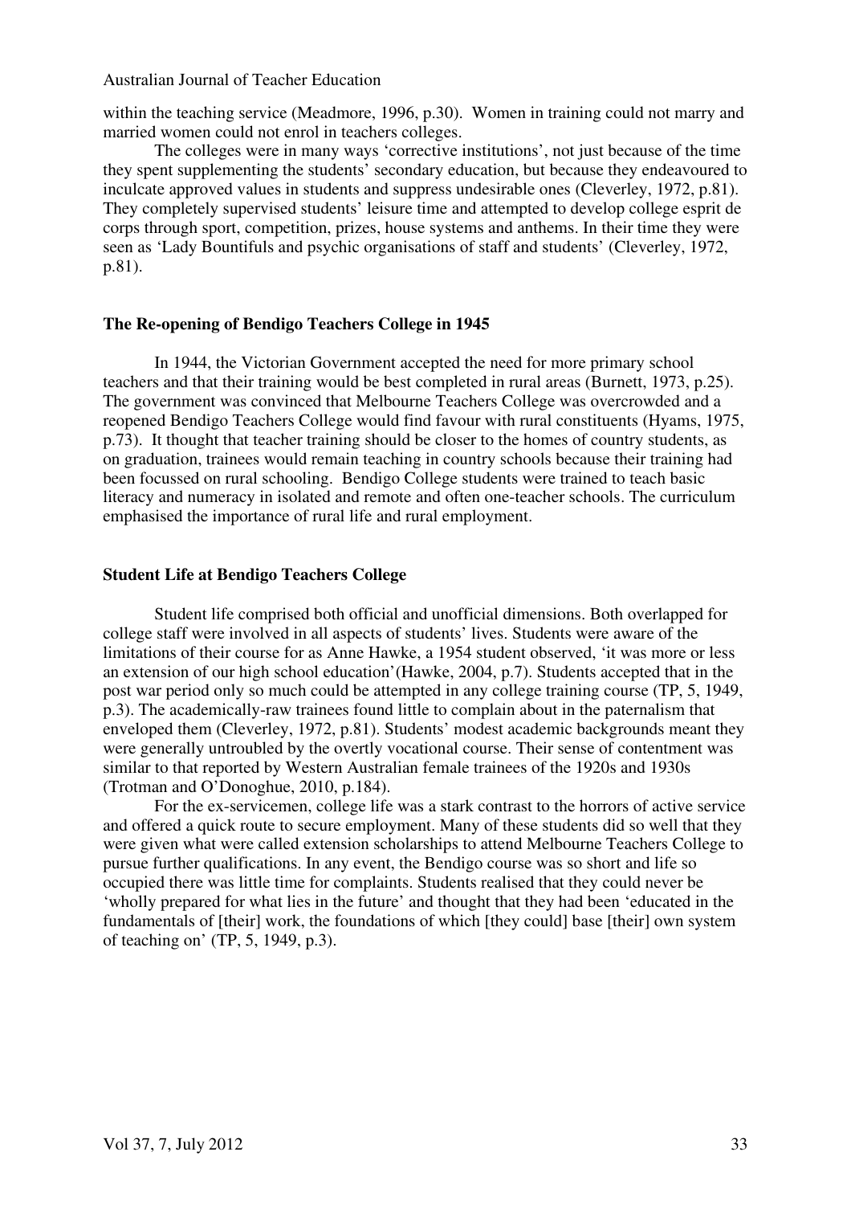within the teaching service (Meadmore, 1996, p.30). Women in training could not marry and married women could not enrol in teachers colleges.

The colleges were in many ways 'corrective institutions', not just because of the time they spent supplementing the students' secondary education, but because they endeavoured to inculcate approved values in students and suppress undesirable ones (Cleverley, 1972, p.81). They completely supervised students' leisure time and attempted to develop college esprit de corps through sport, competition, prizes, house systems and anthems. In their time they were seen as 'Lady Bountifuls and psychic organisations of staff and students' (Cleverley, 1972, p.81).

## The Re-opening of Bendigo Teachers College in 1945

In 1944, the Victorian Government accepted the need for more primary school teachers and that their training would be best completed in rural areas (Burnett, 1973, p.25). The government was convinced that Melbourne Teachers College was overcrowded and a reopened Bendigo Teachers College would find favour with rural constituents (Hyams, 1975, p.73). It thought that teacher training should be closer to the homes of country students, as on graduation, trainees would remain teaching in country schools because their training had been focussed on rural schooling. Bendigo College students were trained to teach basic literacy and numeracy in isolated and remote and often one-teacher schools. The curriculum emphasised the importance of rural life and rural employment.

## Student Life at Bendigo Teachers College

Student life comprised both official and unofficial dimensions. Both overlapped for college staff were involved in all aspects of students' lives. Students were aware of the limitations of their course for as Anne Hawke, a 1954 student observed, 'it was more or less an extension of our high school education'(Hawke, 2004, p.7). Students accepted that in the post war period only so much could be attempted in any college training course (TP, 5, 1949, p.3). The academically-raw trainees found little to complain about in the paternalism that enveloped them (Cleverley, 1972, p.81). Students' modest academic backgrounds meant they were generally untroubled by the overtly vocational course. Their sense of contentment was similar to that reported by Western Australian female trainees of the 1920s and 1930s (Trotman and O'Donoghue, 2010, p.184).

For the ex-servicemen, college life was a stark contrast to the horrors of active service and offered a quick route to secure employment. Many of these students did so well that they were given what were called extension scholarships to attend Melbourne Teachers College to pursue further qualifications. In any event, the Bendigo course was so short and life so occupied there was little time for complaints. Students realised that they could never be 'wholly prepared for what lies in the future' and thought that they had been 'educated in the fundamentals of [their] work, the foundations of which [they could] base [their] own system of teaching on' (TP, 5, 1949, p.3).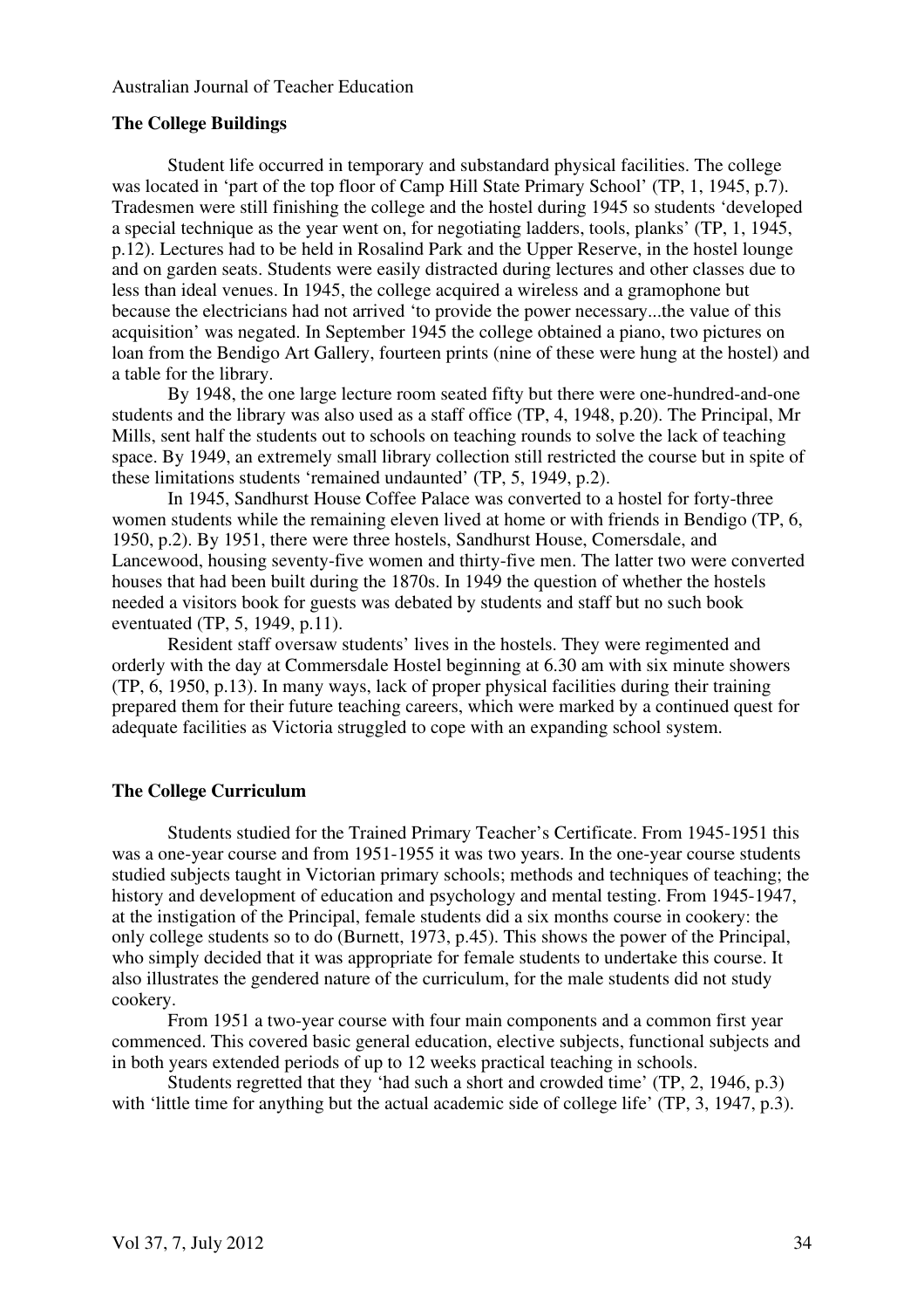### The College Buildings

Student life occurred in temporary and substandard physical facilities. The college was located in 'part of the top floor of Camp Hill State Primary School' (TP, 1, 1945, p.7). Tradesmen were still finishing the college and the hostel during 1945 so students 'developed a special technique as the year went on, for negotiating ladders, tools, planks' (TP, 1, 1945, p.12). Lectures had to be held in Rosalind Park and the Upper Reserve, in the hostel lounge and on garden seats. Students were easily distracted during lectures and other classes due to less than ideal venues. In 1945, the college acquired a wireless and a gramophone but because the electricians had not arrived 'to provide the power necessary...the value of this acquisition' was negated. In September 1945 the college obtained a piano, two pictures on loan from the Bendigo Art Gallery, fourteen prints (nine of these were hung at the hostel) and a table for the library.

By 1948, the one large lecture room seated fifty but there were one-hundred-and-one students and the library was also used as a staff office (TP, 4, 1948, p.20). The Principal, Mr Mills, sent half the students out to schools on teaching rounds to solve the lack of teaching space. By 1949, an extremely small library collection still restricted the course but in spite of these limitations students 'remained undaunted' (TP, 5, 1949, p.2).

In 1945, Sandhurst House Coffee Palace was converted to a hostel for forty-three women students while the remaining eleven lived at home or with friends in Bendigo (TP, 6, 1950, p.2). By 1951, there were three hostels, Sandhurst House, Comersdale, and Lancewood, housing seventy-five women and thirty-five men. The latter two were converted houses that had been built during the 1870s. In 1949 the question of whether the hostels needed a visitors book for guests was debated by students and staff but no such book eventuated (TP, 5, 1949, p.11).

Resident staff oversaw students' lives in the hostels. They were regimented and orderly with the day at Commersdale Hostel beginning at 6.30 am with six minute showers (TP, 6, 1950, p.13). In many ways, lack of proper physical facilities during their training prepared them for their future teaching careers, which were marked by a continued quest for adequate facilities as Victoria struggled to cope with an expanding school system.

### The College Curriculum

Students studied for the Trained Primary Teacher's Certificate. From 1945-1951 this was a one-year course and from 1951-1955 it was two years. In the one-year course students studied subjects taught in Victorian primary schools; methods and techniques of teaching; the history and development of education and psychology and mental testing. From 1945-1947, at the instigation of the Principal, female students did a six months course in cookery: the only college students so to do (Burnett, 1973, p.45). This shows the power of the Principal, who simply decided that it was appropriate for female students to undertake this course. It also illustrates the gendered nature of the curriculum, for the male students did not study cookery.

From 1951 a two-year course with four main components and a common first year commenced. This covered basic general education, elective subjects, functional subjects and in both years extended periods of up to 12 weeks practical teaching in schools.

Students regretted that they 'had such a short and crowded time' (TP, 2, 1946, p.3) with 'little time for anything but the actual academic side of college life' (TP, 3, 1947, p.3).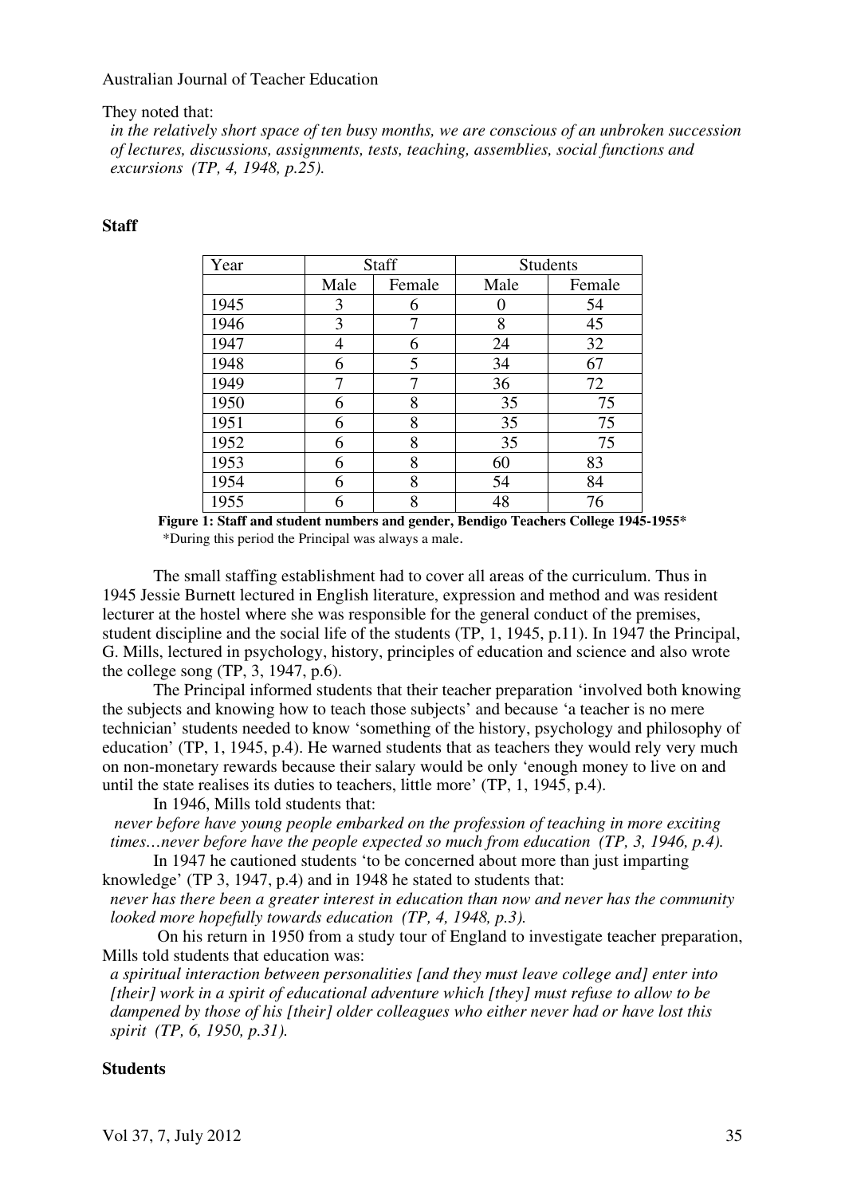They noted that:

*in the relatively short space of ten busy months, we are conscious of an unbroken succession of lectures, discussions, assignments, tests, teaching, assemblies, social functions and excursions (TP, 4, 1948, p.25).*

**Staff**

| Year | Staff | | Students | |
|---|---|---|---|---|
| | Male | Female | Male | Female |
| 1945 | 3 | 6 | 0 | 54 |
| 1946 | 3 | 7 | 8 | 45 |
| 1947 | 4 | 6 | 24 | 32 |
| 1948 | 6 | 5 | 34 | 67 |
| 1949 | 7 | 7 | 36 | 72 |
| 1950 | 6 | 8 | 35 | 75 |
| 1951 | 6 | 8 | 35 | 75 |
| 1952 | 6 | 8 | 35 | 75 |
| 1953 | 6 | 8 | 60 | 83 |
| 1954 | 6 | 8 | 54 | 84 |
| 1955 | 6 | 8 | 48 | 76 |

**Figure 1: Staff and student numbers and gender, Bendigo Teachers College 1945-1955***
*During this period the Principal was always a male.

The small staffing establishment had to cover all areas of the curriculum. Thus in 1945 Jessie Burnett lectured in English literature, expression and method and was resident lecturer at the hostel where she was responsible for the general conduct of the premises, student discipline and the social life of the students (TP, 1, 1945, p.11). In 1947 the Principal, G. Mills, lectured in psychology, history, principles of education and science and also wrote the college song (TP, 3, 1947, p.6).

The Principal informed students that their teacher preparation 'involved both knowing the subjects and knowing how to teach those subjects' and because 'a teacher is no mere technician' students needed to know 'something of the history, psychology and philosophy of education' (TP, 1, 1945, p.4). He warned students that as teachers they would rely very much on non-monetary rewards because their salary would be only 'enough money to live on and until the state realises its duties to teachers, little more' (TP, 1, 1945, p.4).

In 1946, Mills told students that:

*never before have young people embarked on the profession of teaching in more exciting times…never before have the people expected so much from education (TP, 3, 1946, p.4).*

In 1947 he cautioned students 'to be concerned about more than just imparting knowledge' (TP 3, 1947, p.4) and in 1948 he stated to students that:

*never has there been a greater interest in education than now and never has the community looked more hopefully towards education (TP, 4, 1948, p.3).*

On his return in 1950 from a study tour of England to investigate teacher preparation, Mills told students that education was:

*a spiritual interaction between personalities [and they must leave college and] enter into [their] work in a spirit of educational adventure which [they] must refuse to allow to be dampened by those of his [their] older colleagues who either never had or have lost this spirit (TP, 6, 1950, p.31).*

**Students**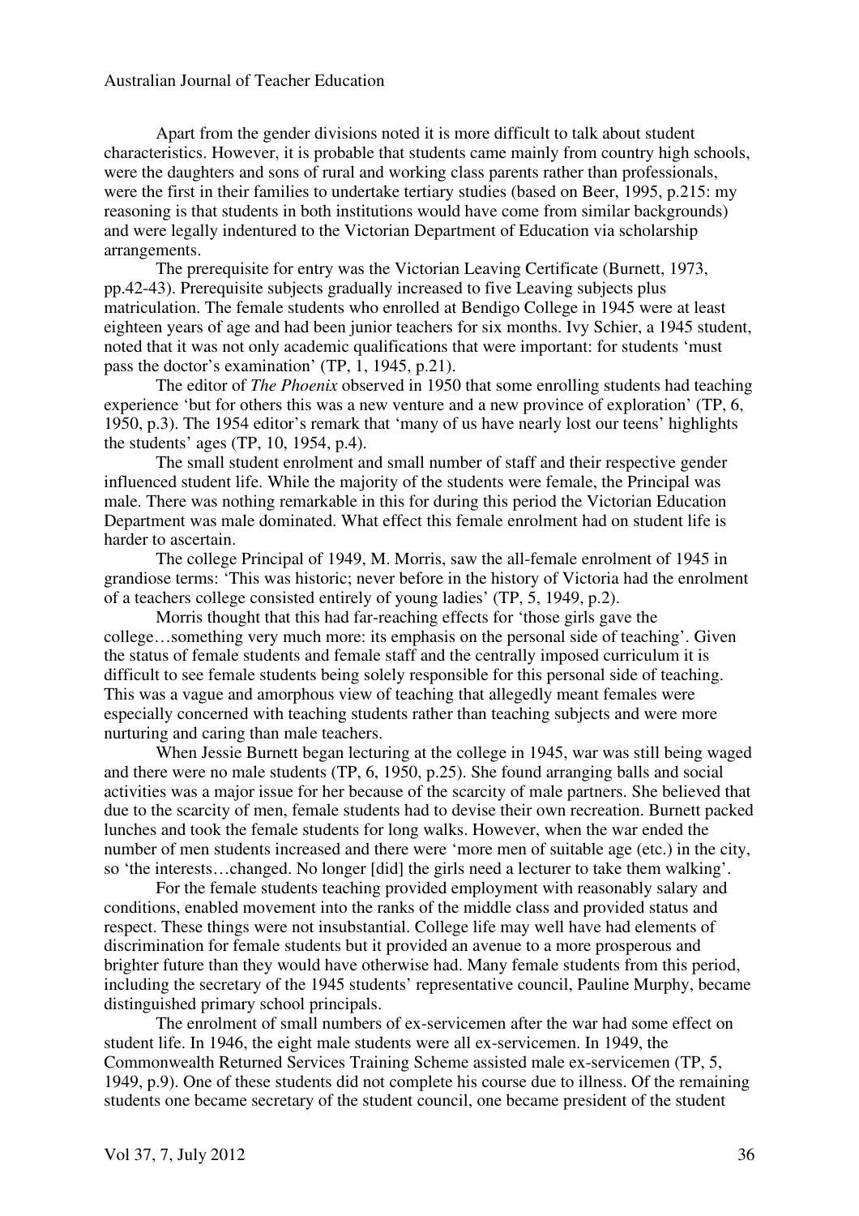Apart from the gender divisions noted it is more difficult to talk about student characteristics. However, it is probable that students came mainly from country high schools, were the daughters and sons of rural and working class parents rather than professionals, were the first in their families to undertake tertiary studies (based on Beer, 1995, p.215: my reasoning is that students in both institutions would have come from similar backgrounds) and were legally indentured to the Victorian Department of Education via scholarship arrangements.

The prerequisite for entry was the Victorian Leaving Certificate (Burnett, 1973, pp.42-43). Prerequisite subjects gradually increased to five Leaving subjects plus matriculation. The female students who enrolled at Bendigo College in 1945 were at least eighteen years of age and had been junior teachers for six months. Ivy Schier, a 1945 student, noted that it was not only academic qualifications that were important: for students 'must pass the doctor's examination' (TP, 1, 1945, p.21).

The editor of *The Phoenix* observed in 1950 that some enrolling students had teaching experience 'but for others this was a new venture and a new province of exploration' (TP, 6, 1950, p.3). The 1954 editor's remark that 'many of us have nearly lost our teens' highlights the students' ages (TP, 10, 1954, p.4).

The small student enrolment and small number of staff and their respective gender influenced student life. While the majority of the students were female, the Principal was male. There was nothing remarkable in this for during this period the Victorian Education Department was male dominated. What effect this female enrolment had on student life is harder to ascertain.

The college Principal of 1949, M. Morris, saw the all-female enrolment of 1945 in grandiose terms: 'This was historic; never before in the history of Victoria had the enrolment of a teachers college consisted entirely of young ladies' (TP, 5, 1949, p.2).

Morris thought that this had far-reaching effects for 'those girls gave the college…something very much more: its emphasis on the personal side of teaching'. Given the status of female students and female staff and the centrally imposed curriculum it is difficult to see female students being solely responsible for this personal side of teaching. This was a vague and amorphous view of teaching that allegedly meant females were especially concerned with teaching students rather than teaching subjects and were more nurturing and caring than male teachers.

When Jessie Burnett began lecturing at the college in 1945, war was still being waged and there were no male students (TP, 6, 1950, p.25). She found arranging balls and social activities was a major issue for her because of the scarcity of male partners. She believed that due to the scarcity of men, female students had to devise their own recreation. Burnett packed lunches and took the female students for long walks. However, when the war ended the number of men students increased and there were 'more men of suitable age (etc.) in the city, so 'the interests…changed. No longer [did] the girls need a lecturer to take them walking'.

For the female students teaching provided employment with reasonably salary and conditions, enabled movement into the ranks of the middle class and provided status and respect. These things were not insubstantial. College life may well have had elements of discrimination for female students but it provided an avenue to a more prosperous and brighter future than they would have otherwise had. Many female students from this period, including the secretary of the 1945 students' representative council, Pauline Murphy, became distinguished primary school principals.

The enrolment of small numbers of ex-servicemen after the war had some effect on student life. In 1946, the eight male students were all ex-servicemen. In 1949, the Commonwealth Returned Services Training Scheme assisted male ex-servicemen (TP, 5, 1949, p.9). One of these students did not complete his course due to illness. Of the remaining students one became secretary of the student council, one became president of the student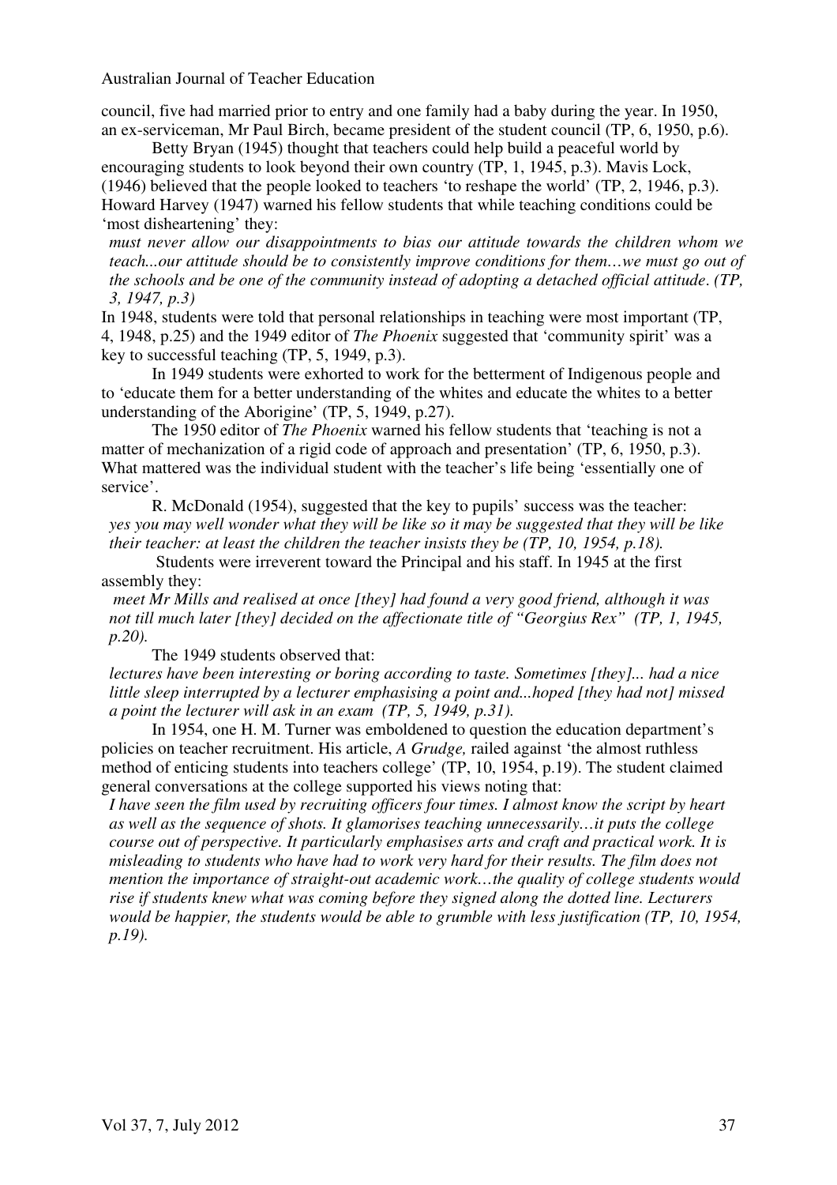council, five had married prior to entry and one family had a baby during the year. In 1950, an ex-serviceman, Mr Paul Birch, became president of the student council (TP, 6, 1950, p.6).

Betty Bryan (1945) thought that teachers could help build a peaceful world by encouraging students to look beyond their own country (TP, 1, 1945, p.3). Mavis Lock, (1946) believed that the people looked to teachers 'to reshape the world' (TP, 2, 1946, p.3). Howard Harvey (1947) warned his fellow students that while teaching conditions could be 'most disheartening' they:

> *must never allow our disappointments to bias our attitude towards the children whom we teach...our attitude should be to consistently improve conditions for them…we must go out of the schools and be one of the community instead of adopting a detached official attitude. (TP, 3, 1947, p.3)*

In 1948, students were told that personal relationships in teaching were most important (TP, 4, 1948, p.25) and the 1949 editor of *The Phoenix* suggested that 'community spirit' was a key to successful teaching (TP, 5, 1949, p.3).

In 1949 students were exhorted to work for the betterment of Indigenous people and to 'educate them for a better understanding of the whites and educate the whites to a better understanding of the Aborigine' (TP, 5, 1949, p.27).

The 1950 editor of *The Phoenix* warned his fellow students that 'teaching is not a matter of mechanization of a rigid code of approach and presentation' (TP, 6, 1950, p.3). What mattered was the individual student with the teacher's life being 'essentially one of service'.

R. McDonald (1954), suggested that the key to pupils' success was the teacher:

> *yes you may well wonder what they will be like so it may be suggested that they will be like their teacher: at least the children the teacher insists they be (TP, 10, 1954, p.18).*

Students were irreverent toward the Principal and his staff. In 1945 at the first assembly they:

> *meet Mr Mills and realised at once [they] had found a very good friend, although it was not till much later [they] decided on the affectionate title of "Georgius Rex" (TP, 1, 1945, p.20).*

The 1949 students observed that:

> *lectures have been interesting or boring according to taste. Sometimes [they]... had a nice little sleep interrupted by a lecturer emphasising a point and...hoped [they had not] missed a point the lecturer will ask in an exam (TP, 5, 1949, p.31).*

In 1954, one H. M. Turner was emboldened to question the education department's policies on teacher recruitment. His article, *A Grudge,* railed against 'the almost ruthless method of enticing students into teachers college' (TP, 10, 1954, p.19). The student claimed general conversations at the college supported his views noting that:

> *I have seen the film used by recruiting officers four times. I almost know the script by heart as well as the sequence of shots. It glamorises teaching unnecessarily…it puts the college course out of perspective. It particularly emphasises arts and craft and practical work. It is misleading to students who have had to work very hard for their results. The film does not mention the importance of straight-out academic work…the quality of college students would rise if students knew what was coming before they signed along the dotted line. Lecturers would be happier, the students would be able to grumble with less justification (TP, 10, 1954, p.19).*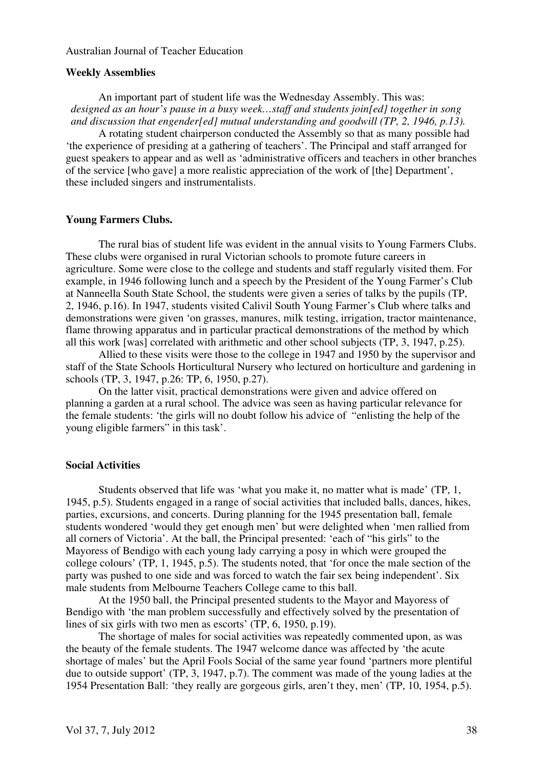## Weekly Assemblies

An important part of student life was the Wednesday Assembly. This was:

*designed as an hour's pause in a busy week…staff and students join[ed] together in song and discussion that engender[ed] mutual understanding and goodwill (TP, 2, 1946, p.13).*

A rotating student chairperson conducted the Assembly so that as many possible had 'the experience of presiding at a gathering of teachers'. The Principal and staff arranged for guest speakers to appear and as well as 'administrative officers and teachers in other branches of the service [who gave] a more realistic appreciation of the work of [the] Department', these included singers and instrumentalists.

## Young Farmers Clubs.

The rural bias of student life was evident in the annual visits to Young Farmers Clubs. These clubs were organised in rural Victorian schools to promote future careers in agriculture. Some were close to the college and students and staff regularly visited them. For example, in 1946 following lunch and a speech by the President of the Young Farmer's Club at Nanneella South State School, the students were given a series of talks by the pupils (TP, 2, 1946, p.16). In 1947, students visited Calivil South Young Farmer's Club where talks and demonstrations were given 'on grasses, manures, milk testing, irrigation, tractor maintenance, flame throwing apparatus and in particular practical demonstrations of the method by which all this work [was] correlated with arithmetic and other school subjects (TP, 3, 1947, p.25).

Allied to these visits were those to the college in 1947 and 1950 by the supervisor and staff of the State Schools Horticultural Nursery who lectured on horticulture and gardening in schools (TP, 3, 1947, p.26: TP, 6, 1950, p.27).

On the latter visit, practical demonstrations were given and advice offered on planning a garden at a rural school. The advice was seen as having particular relevance for the female students: 'the girls will no doubt follow his advice of "enlisting the help of the young eligible farmers" in this task'.

## Social Activities

Students observed that life was 'what you make it, no matter what is made' (TP, 1, 1945, p.5). Students engaged in a range of social activities that included balls, dances, hikes, parties, excursions, and concerts. During planning for the 1945 presentation ball, female students wondered 'would they get enough men' but were delighted when 'men rallied from all corners of Victoria'. At the ball, the Principal presented: 'each of "his girls" to the Mayoress of Bendigo with each young lady carrying a posy in which were grouped the college colours' (TP, 1, 1945, p.5). The students noted, that 'for once the male section of the party was pushed to one side and was forced to watch the fair sex being independent'. Six male students from Melbourne Teachers College came to this ball.

At the 1950 ball, the Principal presented students to the Mayor and Mayoress of Bendigo with 'the man problem successfully and effectively solved by the presentation of lines of six girls with two men as escorts' (TP, 6, 1950, p.19).

The shortage of males for social activities was repeatedly commented upon, as was the beauty of the female students. The 1947 welcome dance was affected by 'the acute shortage of males' but the April Fools Social of the same year found 'partners more plentiful due to outside support' (TP, 3, 1947, p.7). The comment was made of the young ladies at the 1954 Presentation Ball: 'they really are gorgeous girls, aren't they, men' (TP, 10, 1954, p.5).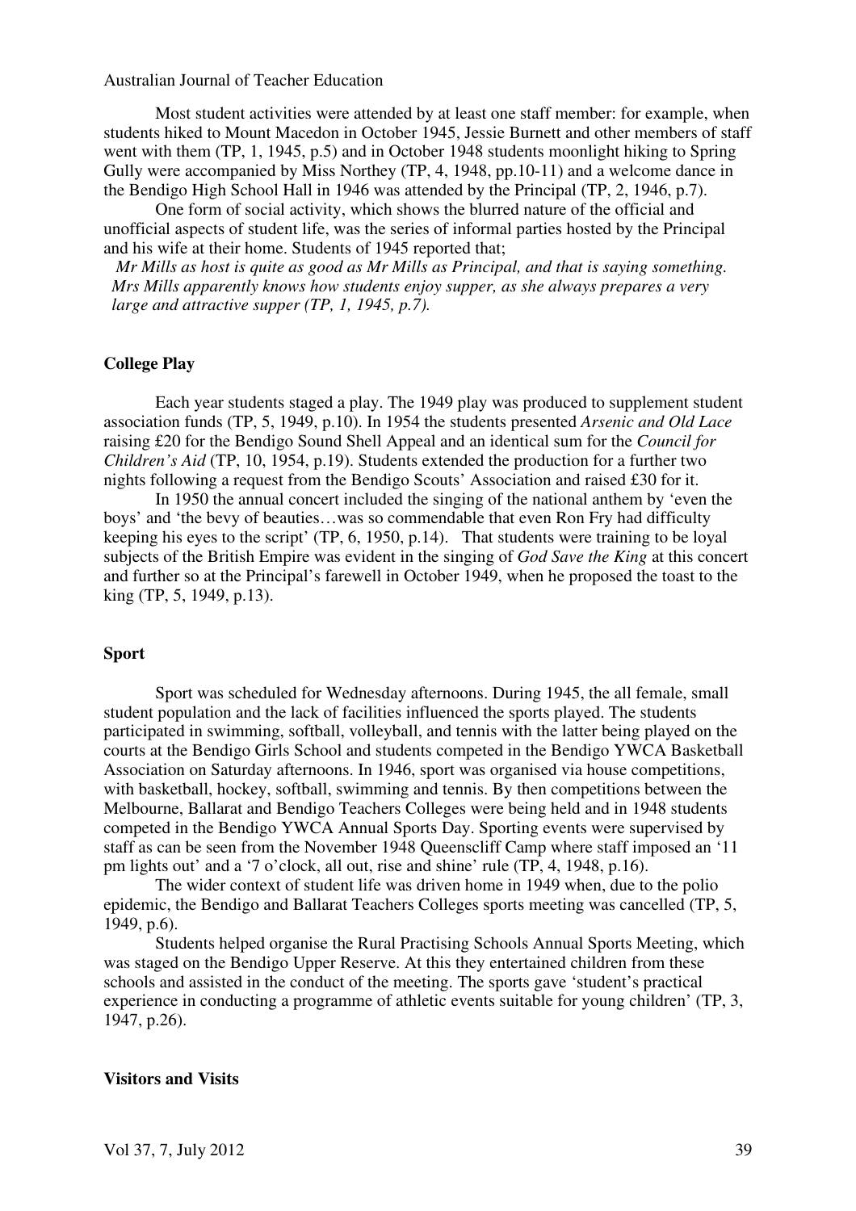Most student activities were attended by at least one staff member: for example, when students hiked to Mount Macedon in October 1945, Jessie Burnett and other members of staff went with them (TP, 1, 1945, p.5) and in October 1948 students moonlight hiking to Spring Gully were accompanied by Miss Northey (TP, 4, 1948, pp.10-11) and a welcome dance in the Bendigo High School Hall in 1946 was attended by the Principal (TP, 2, 1946, p.7).

One form of social activity, which shows the blurred nature of the official and unofficial aspects of student life, was the series of informal parties hosted by the Principal and his wife at their home. Students of 1945 reported that;

> *Mr Mills as host is quite as good as Mr Mills as Principal, and that is saying something. Mrs Mills apparently knows how students enjoy supper, as she always prepares a very large and attractive supper (TP, 1, 1945, p.7).*

**College Play**

Each year students staged a play. The 1949 play was produced to supplement student association funds (TP, 5, 1949, p.10). In 1954 the students presented *Arsenic and Old Lace* raising £20 for the Bendigo Sound Shell Appeal and an identical sum for the *Council for Children's Aid* (TP, 10, 1954, p.19). Students extended the production for a further two nights following a request from the Bendigo Scouts' Association and raised £30 for it.

In 1950 the annual concert included the singing of the national anthem by 'even the boys' and 'the bevy of beauties…was so commendable that even Ron Fry had difficulty keeping his eyes to the script' (TP, 6, 1950, p.14). That students were training to be loyal subjects of the British Empire was evident in the singing of *God Save the King* at this concert and further so at the Principal's farewell in October 1949, when he proposed the toast to the king (TP, 5, 1949, p.13).

**Sport**

Sport was scheduled for Wednesday afternoons. During 1945, the all female, small student population and the lack of facilities influenced the sports played. The students participated in swimming, softball, volleyball, and tennis with the latter being played on the courts at the Bendigo Girls School and students competed in the Bendigo YWCA Basketball Association on Saturday afternoons. In 1946, sport was organised via house competitions, with basketball, hockey, softball, swimming and tennis. By then competitions between the Melbourne, Ballarat and Bendigo Teachers Colleges were being held and in 1948 students competed in the Bendigo YWCA Annual Sports Day. Sporting events were supervised by staff as can be seen from the November 1948 Queenscliff Camp where staff imposed an '11 pm lights out' and a '7 o'clock, all out, rise and shine' rule (TP, 4, 1948, p.16).

The wider context of student life was driven home in 1949 when, due to the polio epidemic, the Bendigo and Ballarat Teachers Colleges sports meeting was cancelled (TP, 5, 1949, p.6).

Students helped organise the Rural Practising Schools Annual Sports Meeting, which was staged on the Bendigo Upper Reserve. At this they entertained children from these schools and assisted in the conduct of the meeting. The sports gave 'student's practical experience in conducting a programme of athletic events suitable for young children' (TP, 3, 1947, p.26).

**Visitors and Visits**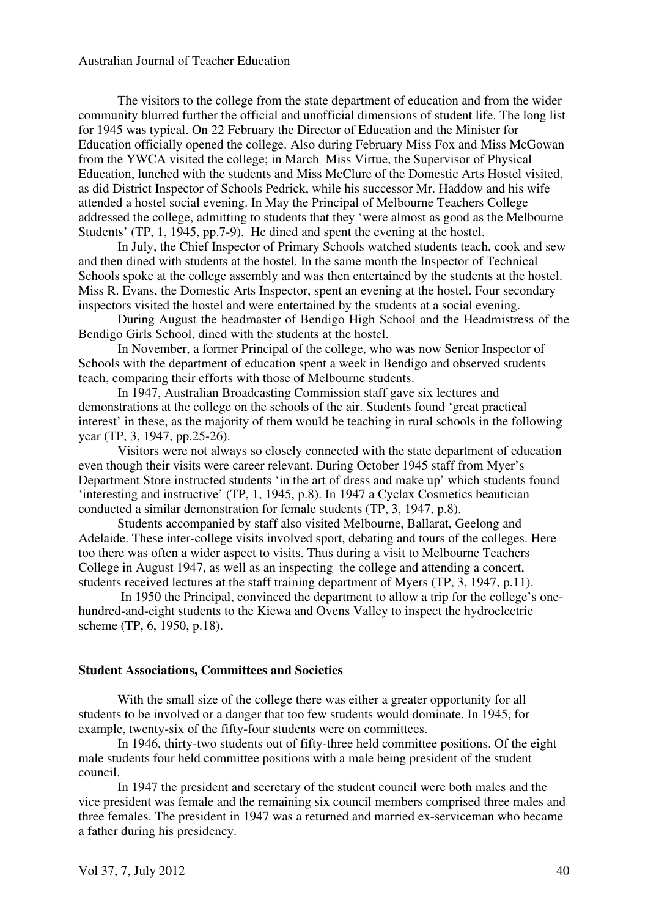The visitors to the college from the state department of education and from the wider community blurred further the official and unofficial dimensions of student life. The long list for 1945 was typical. On 22 February the Director of Education and the Minister for Education officially opened the college. Also during February Miss Fox and Miss McGowan from the YWCA visited the college; in March Miss Virtue, the Supervisor of Physical Education, lunched with the students and Miss McClure of the Domestic Arts Hostel visited, as did District Inspector of Schools Pedrick, while his successor Mr. Haddow and his wife attended a hostel social evening. In May the Principal of Melbourne Teachers College addressed the college, admitting to students that they 'were almost as good as the Melbourne Students' (TP, 1, 1945, pp.7-9). He dined and spent the evening at the hostel.

In July, the Chief Inspector of Primary Schools watched students teach, cook and sew and then dined with students at the hostel. In the same month the Inspector of Technical Schools spoke at the college assembly and was then entertained by the students at the hostel. Miss R. Evans, the Domestic Arts Inspector, spent an evening at the hostel. Four secondary inspectors visited the hostel and were entertained by the students at a social evening.

During August the headmaster of Bendigo High School and the Headmistress of the Bendigo Girls School, dined with the students at the hostel.

In November, a former Principal of the college, who was now Senior Inspector of Schools with the department of education spent a week in Bendigo and observed students teach, comparing their efforts with those of Melbourne students.

In 1947, Australian Broadcasting Commission staff gave six lectures and demonstrations at the college on the schools of the air. Students found 'great practical interest' in these, as the majority of them would be teaching in rural schools in the following year (TP, 3, 1947, pp.25-26).

Visitors were not always so closely connected with the state department of education even though their visits were career relevant. During October 1945 staff from Myer's Department Store instructed students 'in the art of dress and make up' which students found 'interesting and instructive' (TP, 1, 1945, p.8). In 1947 a Cyclax Cosmetics beautician conducted a similar demonstration for female students (TP, 3, 1947, p.8).

Students accompanied by staff also visited Melbourne, Ballarat, Geelong and Adelaide. These inter-college visits involved sport, debating and tours of the colleges. Here too there was often a wider aspect to visits. Thus during a visit to Melbourne Teachers College in August 1947, as well as an inspecting the college and attending a concert, students received lectures at the staff training department of Myers (TP, 3, 1947, p.11).

In 1950 the Principal, convinced the department to allow a trip for the college's one-hundred-and-eight students to the Kiewa and Ovens Valley to inspect the hydroelectric scheme (TP, 6, 1950, p.18).

### Student Associations, Committees and Societies

With the small size of the college there was either a greater opportunity for all students to be involved or a danger that too few students would dominate. In 1945, for example, twenty-six of the fifty-four students were on committees.

In 1946, thirty-two students out of fifty-three held committee positions. Of the eight male students four held committee positions with a male being president of the student council.

In 1947 the president and secretary of the student council were both males and the vice president was female and the remaining six council members comprised three males and three females. The president in 1947 was a returned and married ex-serviceman who became a father during his presidency.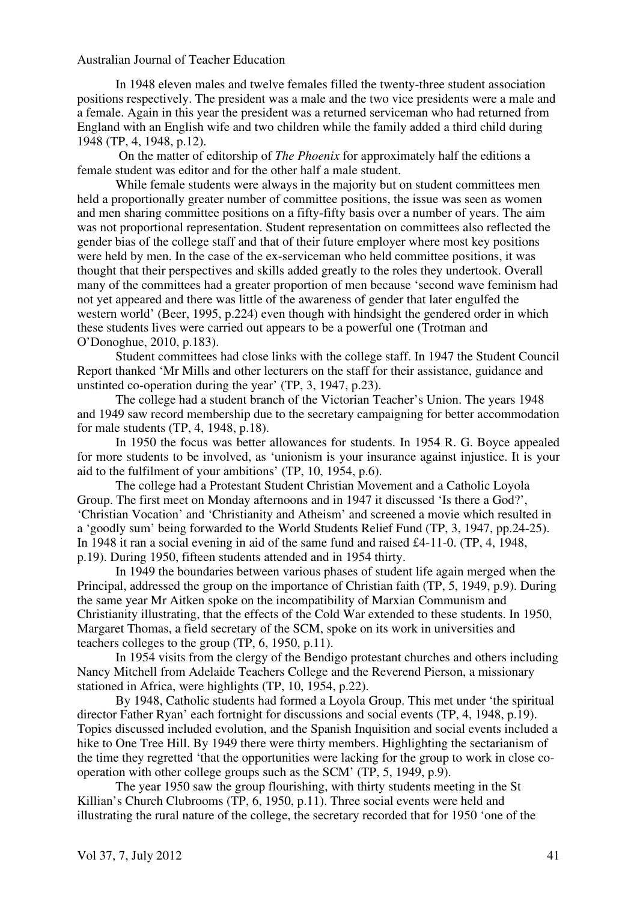In 1948 eleven males and twelve females filled the twenty-three student association positions respectively. The president was a male and the two vice presidents were a male and a female. Again in this year the president was a returned serviceman who had returned from England with an English wife and two children while the family added a third child during 1948 (TP, 4, 1948, p.12).

On the matter of editorship of *The Phoenix* for approximately half the editions a female student was editor and for the other half a male student.

While female students were always in the majority but on student committees men held a proportionally greater number of committee positions, the issue was seen as women and men sharing committee positions on a fifty-fifty basis over a number of years. The aim was not proportional representation. Student representation on committees also reflected the gender bias of the college staff and that of their future employer where most key positions were held by men. In the case of the ex-serviceman who held committee positions, it was thought that their perspectives and skills added greatly to the roles they undertook. Overall many of the committees had a greater proportion of men because 'second wave feminism had not yet appeared and there was little of the awareness of gender that later engulfed the western world' (Beer, 1995, p.224) even though with hindsight the gendered order in which these students lives were carried out appears to be a powerful one (Trotman and O'Donoghue, 2010, p.183).

Student committees had close links with the college staff. In 1947 the Student Council Report thanked 'Mr Mills and other lecturers on the staff for their assistance, guidance and unstinted co-operation during the year' (TP, 3, 1947, p.23).

The college had a student branch of the Victorian Teacher's Union. The years 1948 and 1949 saw record membership due to the secretary campaigning for better accommodation for male students (TP, 4, 1948, p.18).

In 1950 the focus was better allowances for students. In 1954 R. G. Boyce appealed for more students to be involved, as 'unionism is your insurance against injustice. It is your aid to the fulfilment of your ambitions' (TP, 10, 1954, p.6).

The college had a Protestant Student Christian Movement and a Catholic Loyola Group. The first meet on Monday afternoons and in 1947 it discussed 'Is there a God?', 'Christian Vocation' and 'Christianity and Atheism' and screened a movie which resulted in a 'goodly sum' being forwarded to the World Students Relief Fund (TP, 3, 1947, pp.24-25). In 1948 it ran a social evening in aid of the same fund and raised £4-11-0. (TP, 4, 1948, p.19). During 1950, fifteen students attended and in 1954 thirty.

In 1949 the boundaries between various phases of student life again merged when the Principal, addressed the group on the importance of Christian faith (TP, 5, 1949, p.9). During the same year Mr Aitken spoke on the incompatibility of Marxian Communism and Christianity illustrating, that the effects of the Cold War extended to these students. In 1950, Margaret Thomas, a field secretary of the SCM, spoke on its work in universities and teachers colleges to the group (TP, 6, 1950, p.11).

In 1954 visits from the clergy of the Bendigo protestant churches and others including Nancy Mitchell from Adelaide Teachers College and the Reverend Pierson, a missionary stationed in Africa, were highlights (TP, 10, 1954, p.22).

By 1948, Catholic students had formed a Loyola Group. This met under 'the spiritual director Father Ryan' each fortnight for discussions and social events (TP, 4, 1948, p.19). Topics discussed included evolution, and the Spanish Inquisition and social events included a hike to One Tree Hill. By 1949 there were thirty members. Highlighting the sectarianism of the time they regretted 'that the opportunities were lacking for the group to work in close co-operation with other college groups such as the SCM' (TP, 5, 1949, p.9).

The year 1950 saw the group flourishing, with thirty students meeting in the St Killian's Church Clubrooms (TP, 6, 1950, p.11). Three social events were held and illustrating the rural nature of the college, the secretary recorded that for 1950 'one of the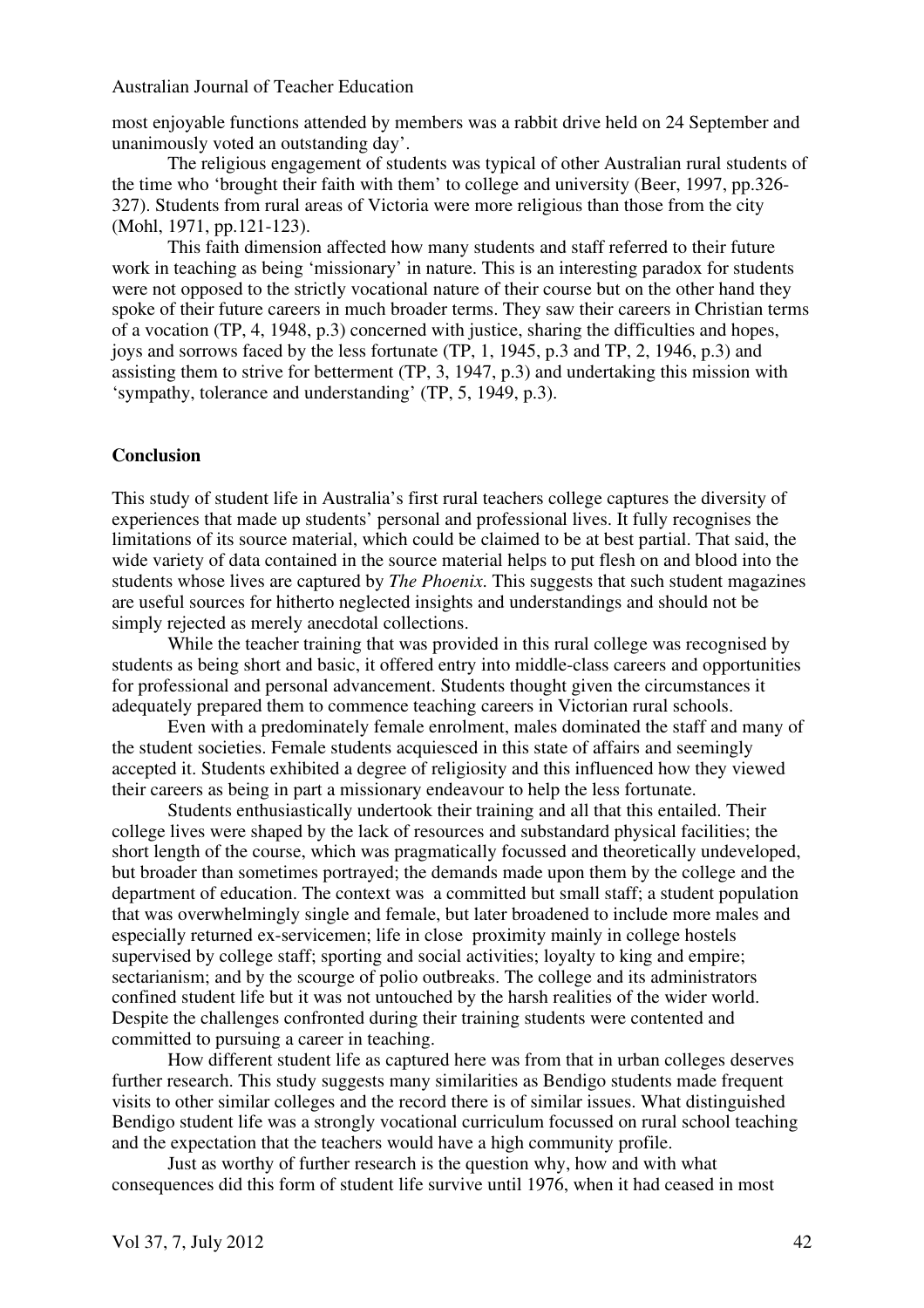most enjoyable functions attended by members was a rabbit drive held on 24 September and unanimously voted an outstanding day'.

The religious engagement of students was typical of other Australian rural students of the time who 'brought their faith with them' to college and university (Beer, 1997, pp.326-327). Students from rural areas of Victoria were more religious than those from the city (Mohl, 1971, pp.121-123).

This faith dimension affected how many students and staff referred to their future work in teaching as being 'missionary' in nature. This is an interesting paradox for students were not opposed to the strictly vocational nature of their course but on the other hand they spoke of their future careers in much broader terms. They saw their careers in Christian terms of a vocation (TP, 4, 1948, p.3) concerned with justice, sharing the difficulties and hopes, joys and sorrows faced by the less fortunate (TP, 1, 1945, p.3 and TP, 2, 1946, p.3) and assisting them to strive for betterment (TP, 3, 1947, p.3) and undertaking this mission with 'sympathy, tolerance and understanding' (TP, 5, 1949, p.3).

## Conclusion

This study of student life in Australia's first rural teachers college captures the diversity of experiences that made up students' personal and professional lives. It fully recognises the limitations of its source material, which could be claimed to be at best partial. That said, the wide variety of data contained in the source material helps to put flesh on and blood into the students whose lives are captured by *The Phoenix*. This suggests that such student magazines are useful sources for hitherto neglected insights and understandings and should not be simply rejected as merely anecdotal collections.

While the teacher training that was provided in this rural college was recognised by students as being short and basic, it offered entry into middle-class careers and opportunities for professional and personal advancement. Students thought given the circumstances it adequately prepared them to commence teaching careers in Victorian rural schools.

Even with a predominately female enrolment, males dominated the staff and many of the student societies. Female students acquiesced in this state of affairs and seemingly accepted it. Students exhibited a degree of religiosity and this influenced how they viewed their careers as being in part a missionary endeavour to help the less fortunate.

Students enthusiastically undertook their training and all that this entailed. Their college lives were shaped by the lack of resources and substandard physical facilities; the short length of the course, which was pragmatically focussed and theoretically undeveloped, but broader than sometimes portrayed; the demands made upon them by the college and the department of education. The context was a committed but small staff; a student population that was overwhelmingly single and female, but later broadened to include more males and especially returned ex-servicemen; life in close proximity mainly in college hostels supervised by college staff; sporting and social activities; loyalty to king and empire; sectarianism; and by the scourge of polio outbreaks. The college and its administrators confined student life but it was not untouched by the harsh realities of the wider world. Despite the challenges confronted during their training students were contented and committed to pursuing a career in teaching.

How different student life as captured here was from that in urban colleges deserves further research. This study suggests many similarities as Bendigo students made frequent visits to other similar colleges and the record there is of similar issues. What distinguished Bendigo student life was a strongly vocational curriculum focussed on rural school teaching and the expectation that the teachers would have a high community profile.

Just as worthy of further research is the question why, how and with what consequences did this form of student life survive until 1976, when it had ceased in most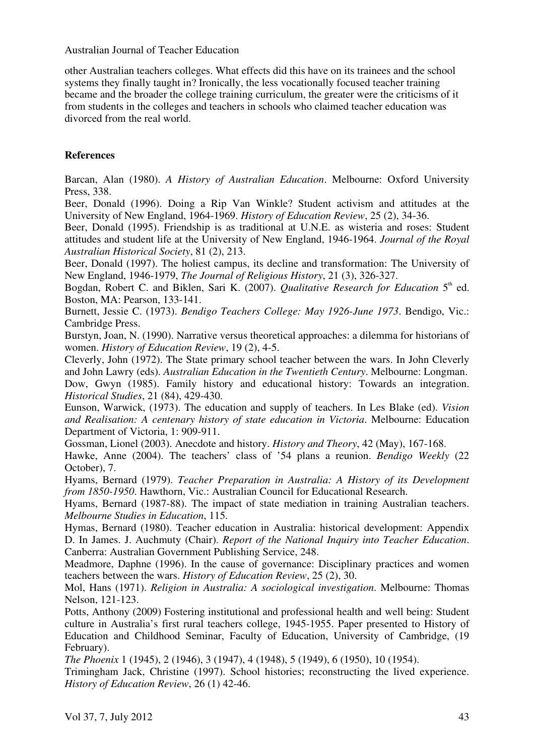other Australian teachers colleges. What effects did this have on its trainees and the school systems they finally taught in? Ironically, the less vocationally focused teacher training became and the broader the college training curriculum, the greater were the criticisms of it from students in the colleges and teachers in schools who claimed teacher education was divorced from the real world.

## References

Barcan, Alan (1980). *A History of Australian Education*. Melbourne: Oxford University Press, 338.

Beer, Donald (1996). Doing a Rip Van Winkle? Student activism and attitudes at the University of New England, 1964-1969. *History of Education Review*, 25 (2), 34-36.

Beer, Donald (1995). Friendship is as traditional at U.N.E. as wisteria and roses: Student attitudes and student life at the University of New England, 1946-1964. *Journal of the Royal Australian Historical Society*, 81 (2), 213.

Beer, Donald (1997). The holiest campus, its decline and transformation: The University of New England, 1946-1979, *The Journal of Religious History*, 21 (3), 326-327.

Bogdan, Robert C. and Biklen, Sari K. (2007). *Qualitative Research for Education* 5th ed. Boston, MA: Pearson, 133-141.

Burnett, Jessie C. (1973). *Bendigo Teachers College: May 1926-June 1973*. Bendigo, Vic.: Cambridge Press.

Burstyn, Joan, N. (1990). Narrative versus theoretical approaches: a dilemma for historians of women. *History of Education Review*, 19 (2), 4-5.

Cleverly, John (1972). The State primary school teacher between the wars. In John Cleverly and John Lawry (eds). *Australian Education in the Twentieth Century*. Melbourne: Longman.

Dow, Gwyn (1985). Family history and educational history: Towards an integration. *Historical Studies*, 21 (84), 429-430.

Eunson, Warwick, (1973). The education and supply of teachers. In Les Blake (ed). *Vision and Realisation: A centenary history of state education in Victoria*. Melbourne: Education Department of Victoria, 1: 909-911.

Gossman, Lionel (2003). Anecdote and history. *History and Theory*, 42 (May), 167-168.

Hawke, Anne (2004). The teachers' class of '54 plans a reunion. *Bendigo Weekly* (22 October), 7.

Hyams, Bernard (1979). *Teacher Preparation in Australia: A History of its Development from 1850-1950*. Hawthorn, Vic.: Australian Council for Educational Research.

Hyams, Bernard (1987-88). The impact of state mediation in training Australian teachers. *Melbourne Studies in Education*, 115.

Hymas, Bernard (1980). Teacher education in Australia: historical development: Appendix D. In James. J. Auchmuty (Chair). *Report of the National Inquiry into Teacher Education*. Canberra: Australian Government Publishing Service, 248.

Meadmore, Daphne (1996). In the cause of governance: Disciplinary practices and women teachers between the wars. *History of Education Review*, 25 (2), 30.

Mol, Hans (1971). *Religion in Australia: A sociological investigation*. Melbourne: Thomas Nelson, 121-123.

Potts, Anthony (2009) Fostering institutional and professional health and well being: Student culture in Australia's first rural teachers college, 1945-1955. Paper presented to History of Education and Childhood Seminar, Faculty of Education, University of Cambridge, (19 February).

*The Phoenix* 1 (1945), 2 (1946), 3 (1947), 4 (1948), 5 (1949), 6 (1950), 10 (1954).

Trimingham Jack, Christine (1997). School histories; reconstructing the lived experience. *History of Education Review*, 26 (1) 42-46.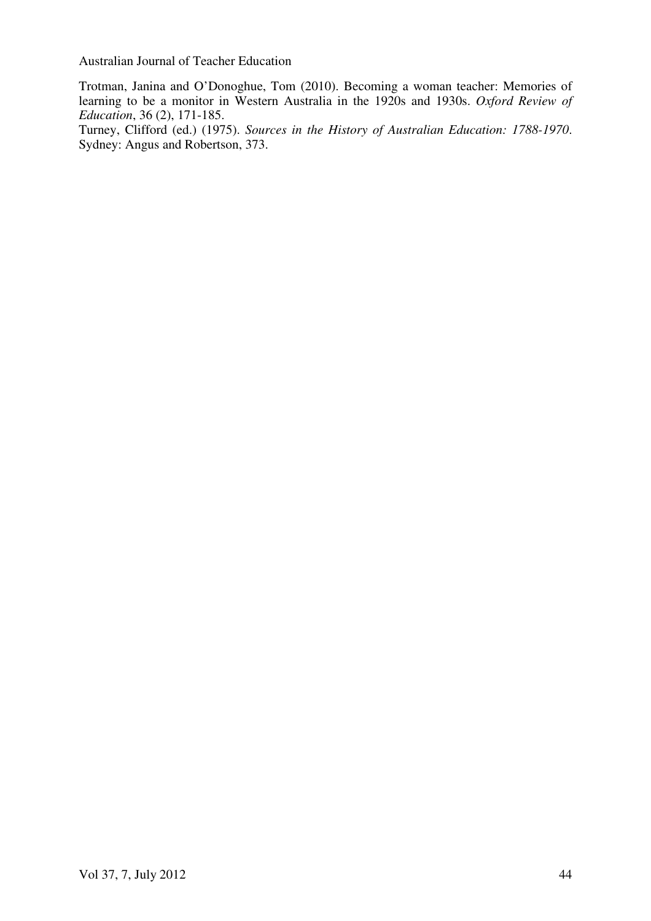Trotman, Janina and O'Donoghue, Tom (2010). Becoming a woman teacher: Memories of learning to be a monitor in Western Australia in the 1920s and 1930s. *Oxford Review of Education*, 36 (2), 171-185.

Turney, Clifford (ed.) (1975). *Sources in the History of Australian Education: 1788-1970*. Sydney: Angus and Robertson, 373.